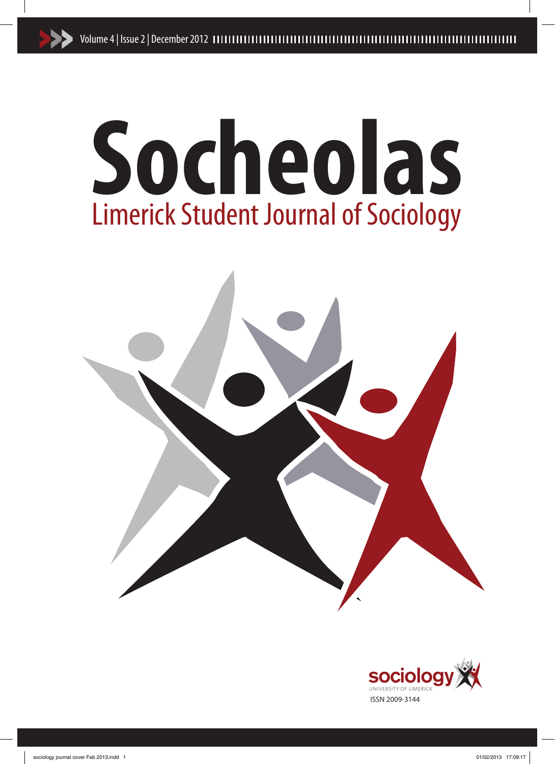Volume 4 | Issue 2 | December 2012

# Socheolas

## Limerick Student Journal of Sociology

sociology
UNIVERSITY OF LIMERICK

ISSN 2009-3144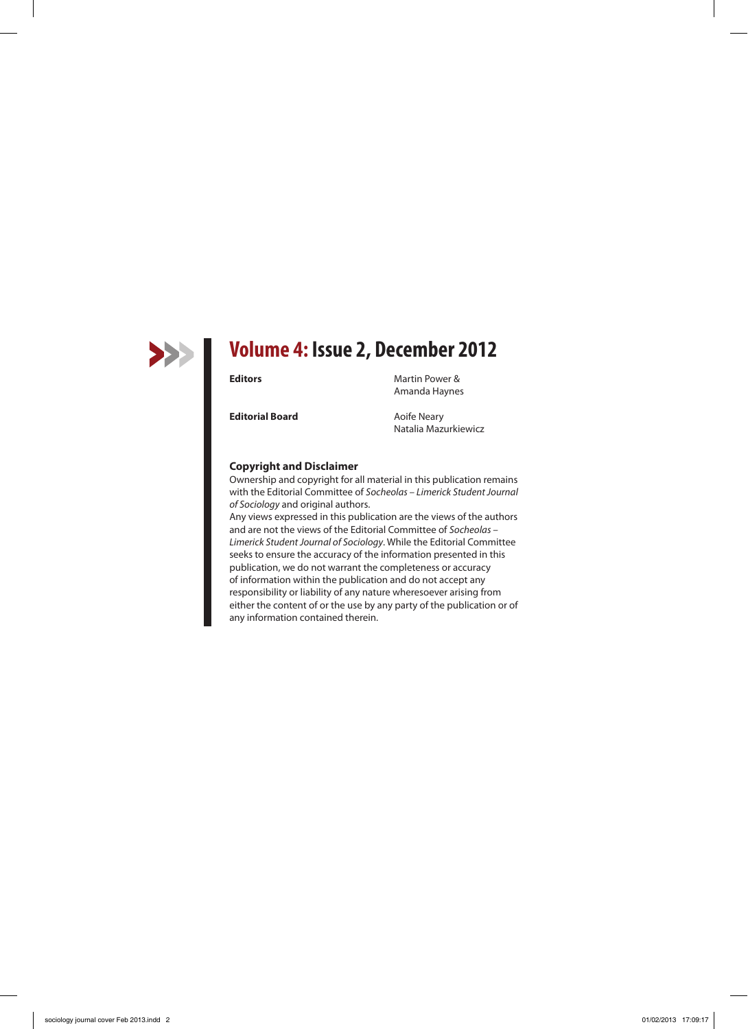# Volume 4: Issue 2, December 2012

| | |
|---|---|
| **Editors** | Martin Power & Amanda Haynes |
| **Editorial Board** | Aoife Neary<br>Natalia Mazurkiewicz |

### Copyright and Disclaimer

Ownership and copyright for all material in this publication remains with the Editorial Committee of *Socheolas – Limerick Student Journal of Sociology* and original authors.

Any views expressed in this publication are the views of the authors and are not the views of the Editorial Committee of *Socheolas – Limerick Student Journal of Sociology*. While the Editorial Committee seeks to ensure the accuracy of the information presented in this publication, we do not warrant the completeness or accuracy of information within the publication and do not accept any responsibility or liability of any nature wheresoever arising from either the content of or the use by any party of the publication or of any information contained therein.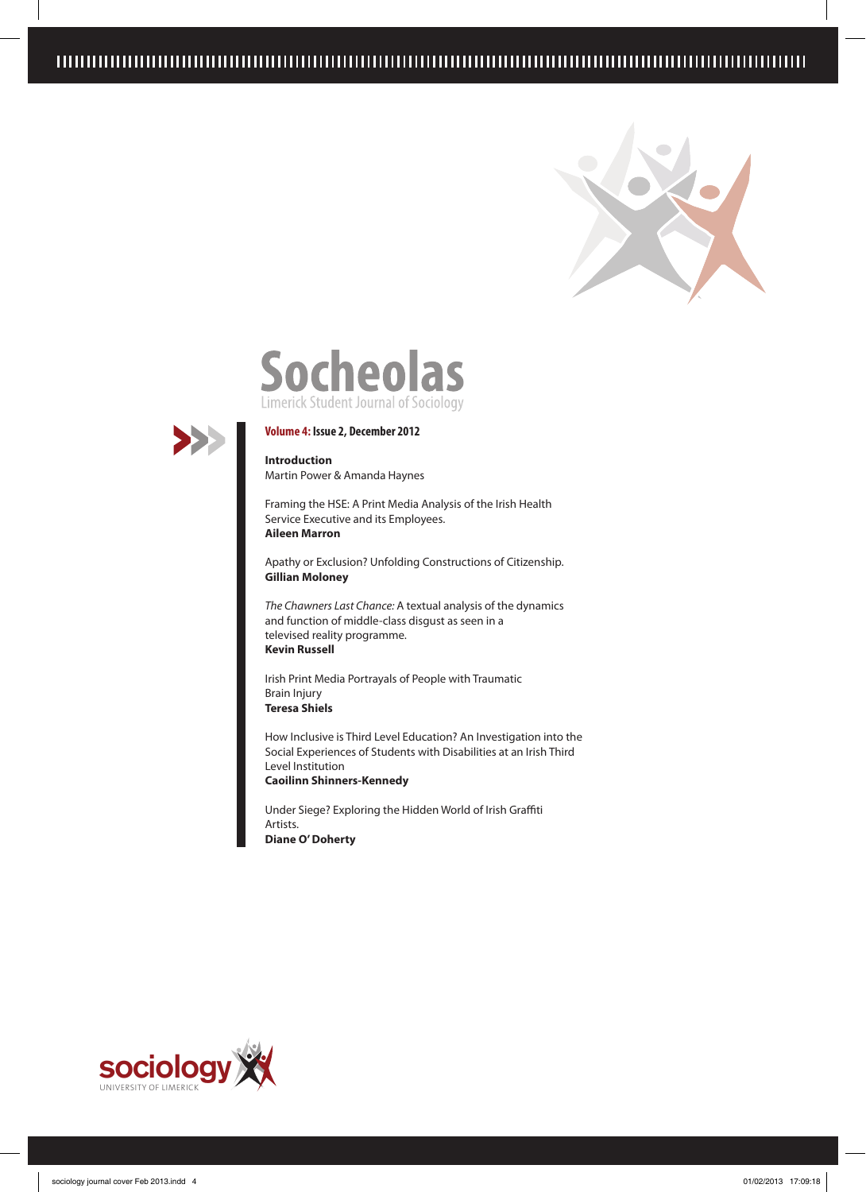# Socheolas

Limerick Student Journal of Sociology

**Volume 4: Issue 2, December 2012**

**Introduction**
Martin Power & Amanda Haynes

Framing the HSE: A Print Media Analysis of the Irish Health Service Executive and its Employees.
**Aileen Marron**

Apathy or Exclusion? Unfolding Constructions of Citizenship.
**Gillian Moloney**

*The Chawners Last Chance:* A textual analysis of the dynamics and function of middle-class disgust as seen in a televised reality programme.
**Kevin Russell**

Irish Print Media Portrayals of People with Traumatic Brain Injury
**Teresa Shiels**

How Inclusive is Third Level Education? An Investigation into the Social Experiences of Students with Disabilities at an Irish Third Level Institution
**Caoilinn Shinners-Kennedy**

Under Siege? Exploring the Hidden World of Irish Graffiti Artists.
**Diane O' Doherty**

sociology
UNIVERSITY OF LIMERICK